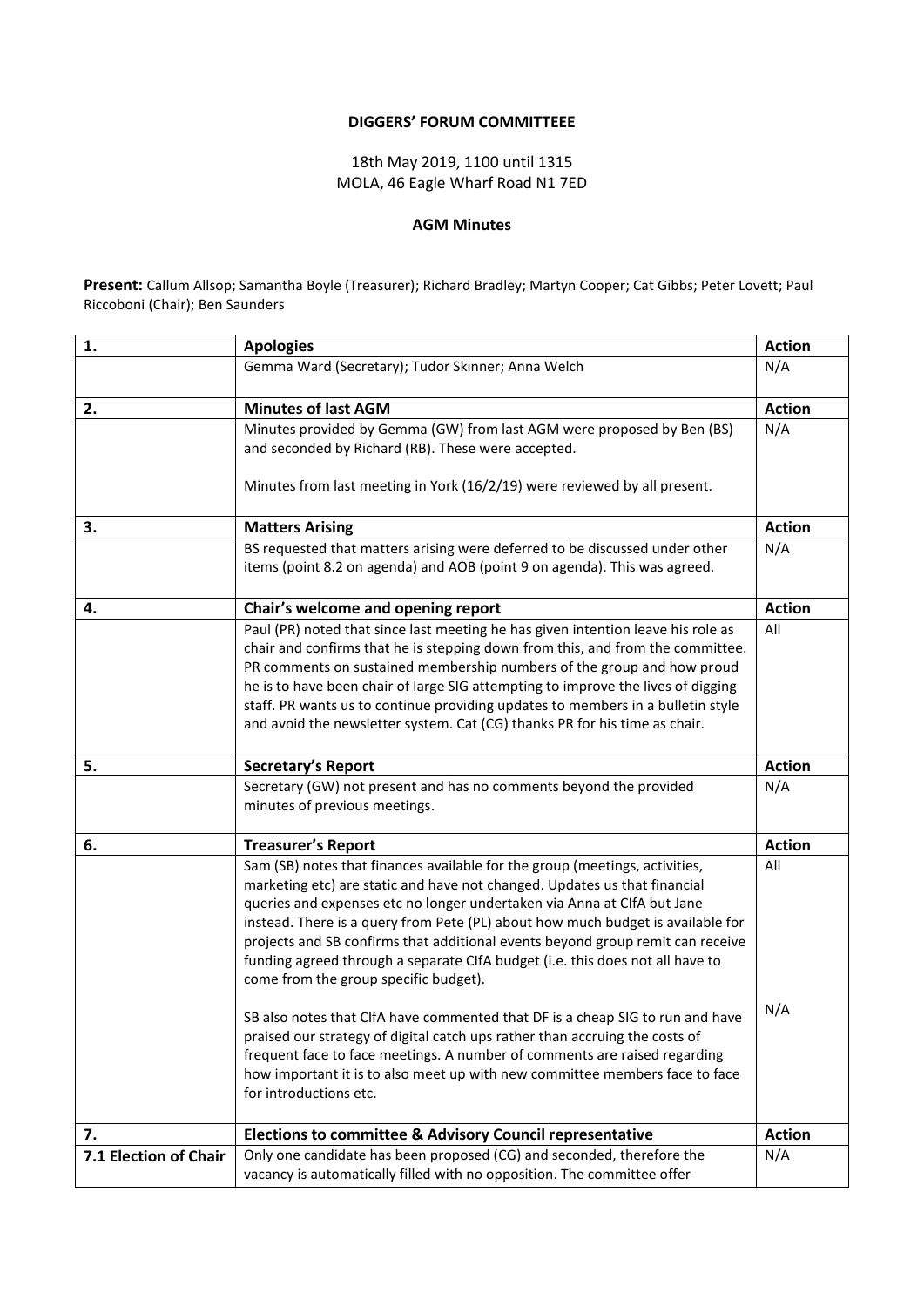**DIGGERS' FORUM COMMITTEEE**

18th May 2019, 1100 until 1315
MOLA, 46 Eagle Wharf Road N1 7ED

**AGM Minutes**

**Present:** Callum Allsop; Samantha Boyle (Treasurer); Richard Bradley; Martyn Cooper; Cat Gibbs; Peter Lovett; Paul Riccoboni (Chair); Ben Saunders

| **1.** | **Apologies** | **Action** |
|---|---|---|
| | Gemma Ward (Secretary); Tudor Skinner; Anna Welch | N/A |
| **2.** | **Minutes of last AGM** | **Action** |
| | Minutes provided by Gemma (GW) from last AGM were proposed by Ben (BS) and seconded by Richard (RB). These were accepted.<br><br>Minutes from last meeting in York (16/2/19) were reviewed by all present. | N/A |
| **3.** | **Matters Arising** | **Action** |
| | BS requested that matters arising were deferred to be discussed under other items (point 8.2 on agenda) and AOB (point 9 on agenda). This was agreed. | N/A |
| **4.** | **Chair's welcome and opening report** | **Action** |
| | Paul (PR) noted that since last meeting he has given intention leave his role as chair and confirms that he is stepping down from this, and from the committee. PR comments on sustained membership numbers of the group and how proud he is to have been chair of large SIG attempting to improve the lives of digging staff. PR wants us to continue providing updates to members in a bulletin style and avoid the newsletter system. Cat (CG) thanks PR for his time as chair. | All |
| **5.** | **Secretary's Report** | **Action** |
| | Secretary (GW) not present and has no comments beyond the provided minutes of previous meetings. | N/A |
| **6.** | **Treasurer's Report** | **Action** |
| | Sam (SB) notes that finances available for the group (meetings, activities, marketing etc) are static and have not changed. Updates us that financial queries and expenses etc no longer undertaken via Anna at CIfA but Jane instead. There is a query from Pete (PL) about how much budget is available for projects and SB confirms that additional events beyond group remit can receive funding agreed through a separate CIfA budget (i.e. this does not all have to come from the group specific budget).<br><br>SB also notes that CIfA have commented that DF is a cheap SIG to run and have praised our strategy of digital catch ups rather than accruing the costs of frequent face to face meetings. A number of comments are raised regarding how important it is to also meet up with new committee members face to face for introductions etc. | All<br><br><br><br><br><br>N/A |
| **7.** | **Elections to committee & Advisory Council representative** | **Action** |
| **7.1 Election of Chair** | Only one candidate has been proposed (CG) and seconded, therefore the vacancy is automatically filled with no opposition. The committee offer | N/A |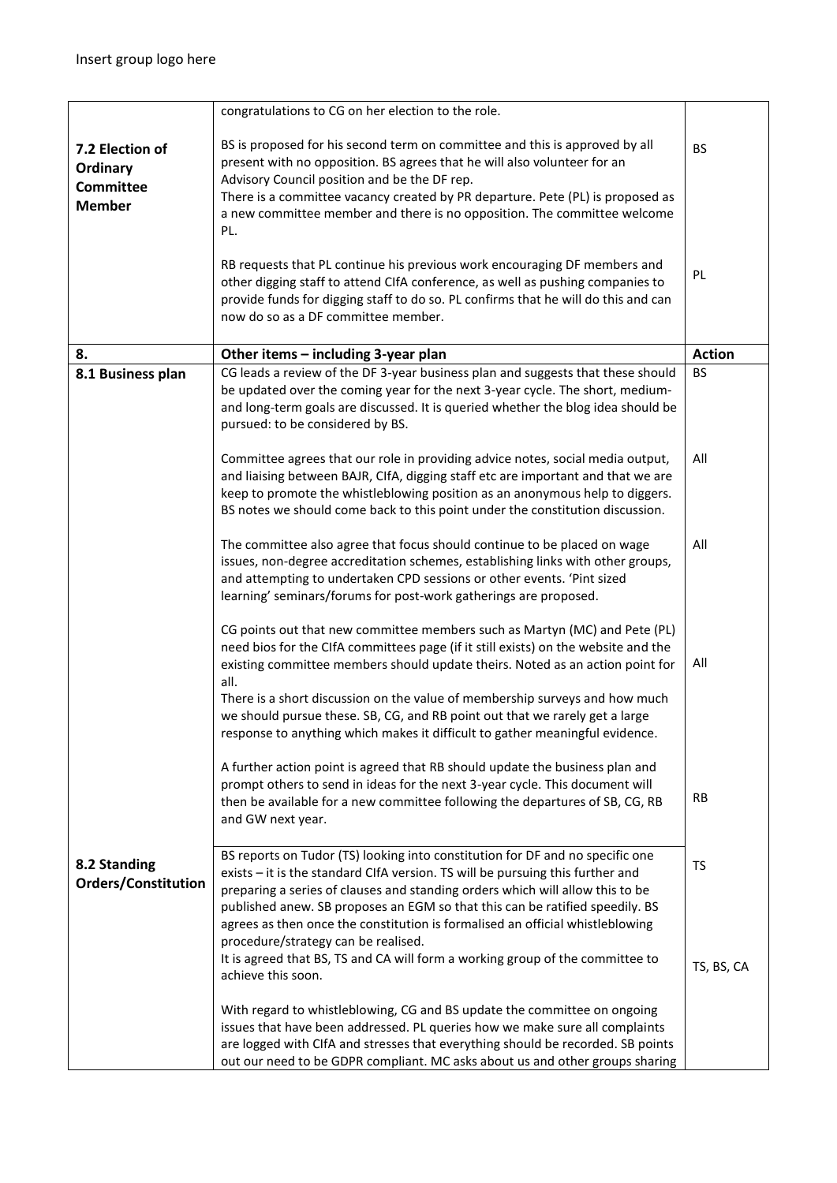Insert group logo here

| | congratulations to CG on her election to the role. | |
|---|---|---|
| **7.2 Election of Ordinary Committee Member** | BS is proposed for his second term on committee and this is approved by all present with no opposition. BS agrees that he will also volunteer for an Advisory Council position and be the DF rep.<br>There is a committee vacancy created by PR departure. Pete (PL) is proposed as a new committee member and there is no opposition. The committee welcome PL. | BS |
| | RB requests that PL continue his previous work encouraging DF members and other digging staff to attend CIfA conference, as well as pushing companies to provide funds for digging staff to do so. PL confirms that he will do this and can now do so as a DF committee member. | PL |
| **8.** | **Other items – including 3-year plan** | **Action** |
| **8.1 Business plan** | CG leads a review of the DF 3-year business plan and suggests that these should be updated over the coming year for the next 3-year cycle. The short, medium- and long-term goals are discussed. It is queried whether the blog idea should be pursued: to be considered by BS. | BS |
| | Committee agrees that our role in providing advice notes, social media output, and liaising between BAJR, CIfA, digging staff etc are important and that we are keep to promote the whistleblowing position as an anonymous help to diggers. BS notes we should come back to this point under the constitution discussion. | All |
| | The committee also agree that focus should continue to be placed on wage issues, non-degree accreditation schemes, establishing links with other groups, and attempting to undertaken CPD sessions or other events. 'Pint sized learning' seminars/forums for post-work gatherings are proposed. | All |
| | CG points out that new committee members such as Martyn (MC) and Pete (PL) need bios for the CIfA committees page (if it still exists) on the website and the existing committee members should update theirs. Noted as an action point for all.<br>There is a short discussion on the value of membership surveys and how much we should pursue these. SB, CG, and RB point out that we rarely get a large response to anything which makes it difficult to gather meaningful evidence. | All |
| | A further action point is agreed that RB should update the business plan and prompt others to send in ideas for the next 3-year cycle. This document will then be available for a new committee following the departures of SB, CG, RB and GW next year. | RB |
| **8.2 Standing Orders/Constitution** | BS reports on Tudor (TS) looking into constitution for DF and no specific one exists – it is the standard CIfA version. TS will be pursuing this further and preparing a series of clauses and standing orders which will allow this to be published anew. SB proposes an EGM so that this can be ratified speedily. BS agrees as then once the constitution is formalised an official whistleblowing procedure/strategy can be realised.<br>It is agreed that BS, TS and CA will form a working group of the committee to achieve this soon. | TS<br><br>TS, BS, CA |
| | With regard to whistleblowing, CG and BS update the committee on ongoing issues that have been addressed. PL queries how we make sure all complaints are logged with CIfA and stresses that everything should be recorded. SB points out our need to be GDPR compliant. MC asks about us and other groups sharing | |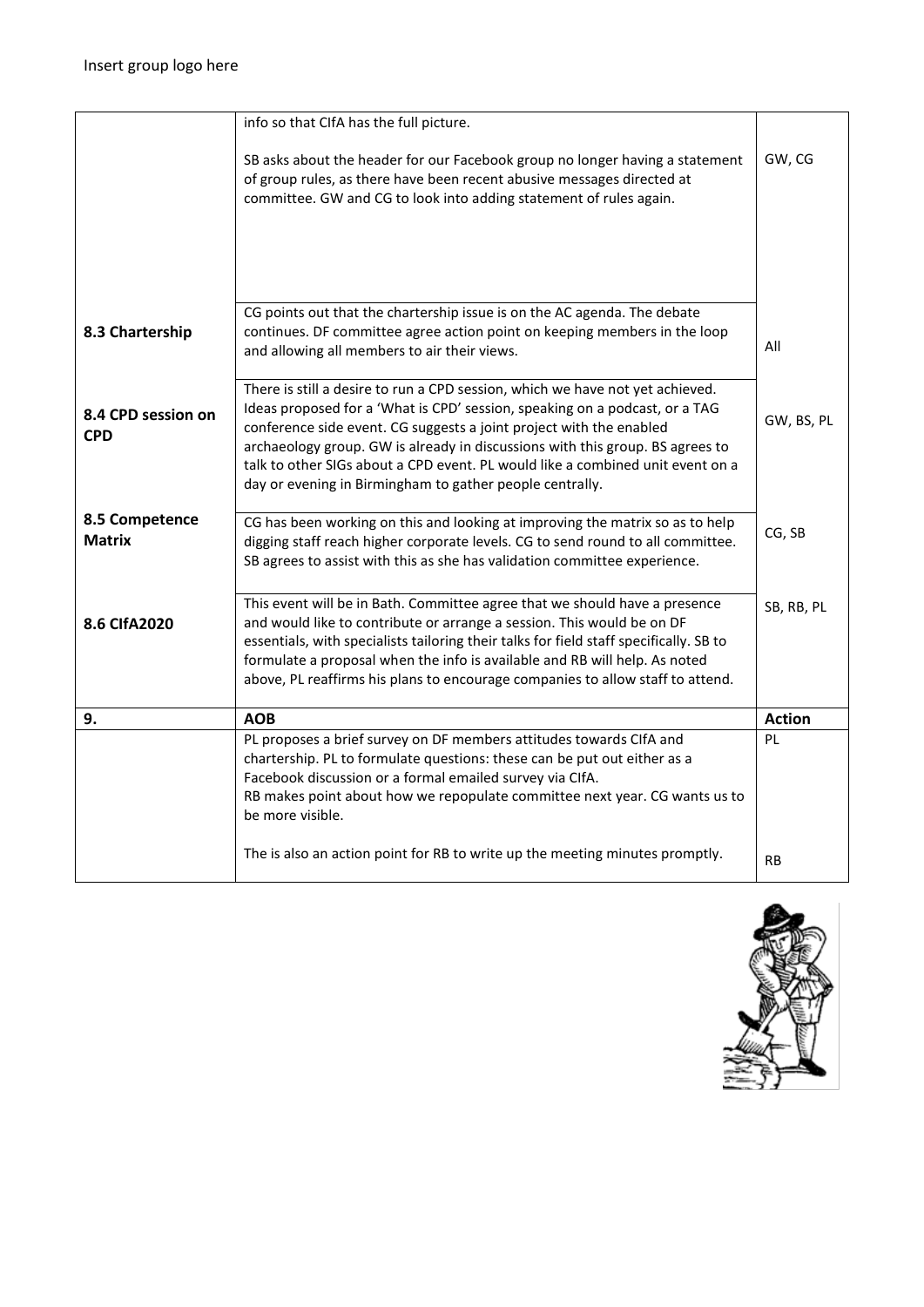Insert group logo here

| | | |
|---|---|---|
| | info so that CIfA has the full picture.<br><br>SB asks about the header for our Facebook group no longer having a statement of group rules, as there have been recent abusive messages directed at committee. GW and CG to look into adding statement of rules again. | GW, CG |
| **8.3 Chartership** | CG points out that the chartership issue is on the AC agenda. The debate continues. DF committee agree action point on keeping members in the loop and allowing all members to air their views. | All |
| **8.4 CPD session on CPD** | There is still a desire to run a CPD session, which we have not yet achieved. Ideas proposed for a 'What is CPD' session, speaking on a podcast, or a TAG conference side event. CG suggests a joint project with the enabled archaeology group. GW is already in discussions with this group. BS agrees to talk to other SIGs about a CPD event. PL would like a combined unit event on a day or evening in Birmingham to gather people centrally. | GW, BS, PL |
| **8.5 Competence Matrix** | CG has been working on this and looking at improving the matrix so as to help digging staff reach higher corporate levels. CG to send round to all committee. SB agrees to assist with this as she has validation committee experience. | CG, SB |
| **8.6 CIfA2020** | This event will be in Bath. Committee agree that we should have a presence and would like to contribute or arrange a session. This would be on DF essentials, with specialists tailoring their talks for field staff specifically. SB to formulate a proposal when the info is available and RB will help. As noted above, PL reaffirms his plans to encourage companies to allow staff to attend. | SB, RB, PL |
| **9.** | **AOB** | **Action** |
| | PL proposes a brief survey on DF members attitudes towards CIfA and chartership. PL to formulate questions: these can be put out either as a Facebook discussion or a formal emailed survey via CIfA.<br>RB makes point about how we repopulate committee next year. CG wants us to be more visible. | PL |
| | The is also an action point for RB to write up the meeting minutes promptly. | RB |